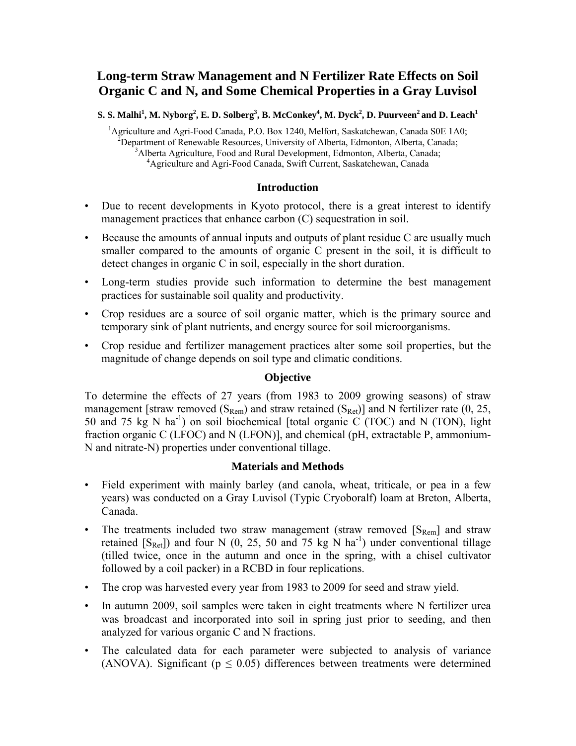# Long-term Straw Management and N Fertilizer Rate Effects on Soil Organic C and N, and Some Chemical Properties in a Gray Luvisol

**S. S. Malhi[1], M. Nyborg[2], E. D. Solberg[3], B. McConkey[4], M. Dyck[2], D. Puurveen[2] and D. Leach[1]**

[1]Agriculture and Agri-Food Canada, P.O. Box 1240, Melfort, Saskatchewan, Canada S0E 1A0;
[2]Department of Renewable Resources, University of Alberta, Edmonton, Alberta, Canada;
[3]Alberta Agriculture, Food and Rural Development, Edmonton, Alberta, Canada;
[4]Agriculture and Agri-Food Canada, Swift Current, Saskatchewan, Canada

## Introduction

- Due to recent developments in Kyoto protocol, there is a great interest to identify management practices that enhance carbon (C) sequestration in soil.
- Because the amounts of annual inputs and outputs of plant residue C are usually much smaller compared to the amounts of organic C present in the soil, it is difficult to detect changes in organic C in soil, especially in the short duration.
- Long-term studies provide such information to determine the best management practices for sustainable soil quality and productivity.
- Crop residues are a source of soil organic matter, which is the primary source and temporary sink of plant nutrients, and energy source for soil microorganisms.
- Crop residue and fertilizer management practices alter some soil properties, but the magnitude of change depends on soil type and climatic conditions.

## Objective

To determine the effects of 27 years (from 1983 to 2009 growing seasons) of straw management [straw removed ($S_{Rem}$) and straw retained ($S_{Ret}$)] and N fertilizer rate (0, 25, 50 and 75 kg N $ha^{-1}$) on soil biochemical [total organic C (TOC) and N (TON), light fraction organic C (LFOC) and N (LFON)], and chemical (pH, extractable P, ammonium-N and nitrate-N) properties under conventional tillage.

## Materials and Methods

- Field experiment with mainly barley (and canola, wheat, triticale, or pea in a few years) was conducted on a Gray Luvisol (Typic Cryoboralf) loam at Breton, Alberta, Canada.
- The treatments included two straw management (straw removed [$S_{Rem}$] and straw retained [$S_{Ret}$]) and four N (0, 25, 50 and 75 kg N $ha^{-1}$) under conventional tillage (tilled twice, once in the autumn and once in the spring, with a chisel cultivator followed by a coil packer) in a RCBD in four replications.
- The crop was harvested every year from 1983 to 2009 for seed and straw yield.
- In autumn 2009, soil samples were taken in eight treatments where N fertilizer urea was broadcast and incorporated into soil in spring just prior to seeding, and then analyzed for various organic C and N fractions.
- The calculated data for each parameter were subjected to analysis of variance (ANOVA). Significant ($p \leq 0.05$) differences between treatments were determined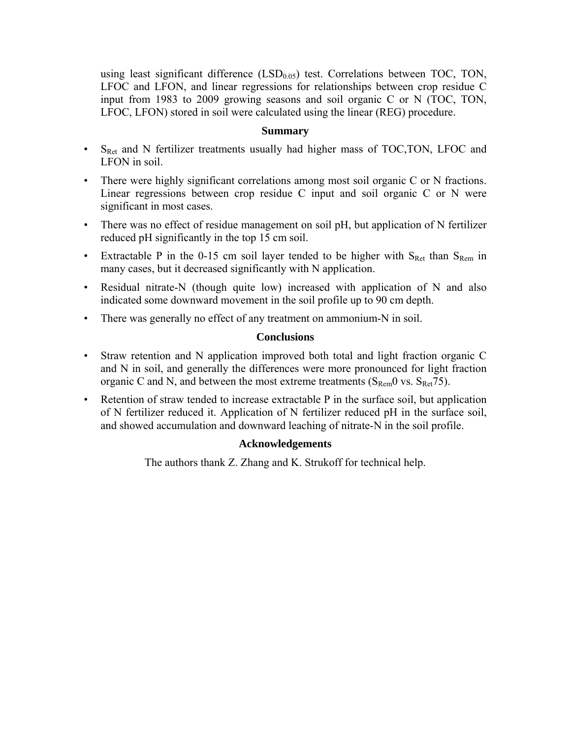using least significant difference ($LSD_{0.05}$) test. Correlations between TOC, TON, LFOC and LFON, and linear regressions for relationships between crop residue C input from 1983 to 2009 growing seasons and soil organic C or N (TOC, TON, LFOC, LFON) stored in soil were calculated using the linear (REG) procedure.

## Summary

- $S_{Ret}$ and N fertilizer treatments usually had higher mass of TOC,TON, LFOC and LFON in soil.
- There were highly significant correlations among most soil organic C or N fractions. Linear regressions between crop residue C input and soil organic C or N were significant in most cases.
- There was no effect of residue management on soil pH, but application of N fertilizer reduced pH significantly in the top 15 cm soil.
- Extractable P in the 0-15 cm soil layer tended to be higher with $S_{Ret}$ than $S_{Rem}$ in many cases, but it decreased significantly with N application.
- Residual nitrate-N (though quite low) increased with application of N and also indicated some downward movement in the soil profile up to 90 cm depth.
- There was generally no effect of any treatment on ammonium-N in soil.

## Conclusions

- Straw retention and N application improved both total and light fraction organic C and N in soil, and generally the differences were more pronounced for light fraction organic C and N, and between the most extreme treatments ($S_{Rem}0$ vs. $S_{Ret}75$).
- Retention of straw tended to increase extractable P in the surface soil, but application of N fertilizer reduced it. Application of N fertilizer reduced pH in the surface soil, and showed accumulation and downward leaching of nitrate-N in the soil profile.

## Acknowledgements

The authors thank Z. Zhang and K. Strukoff for technical help.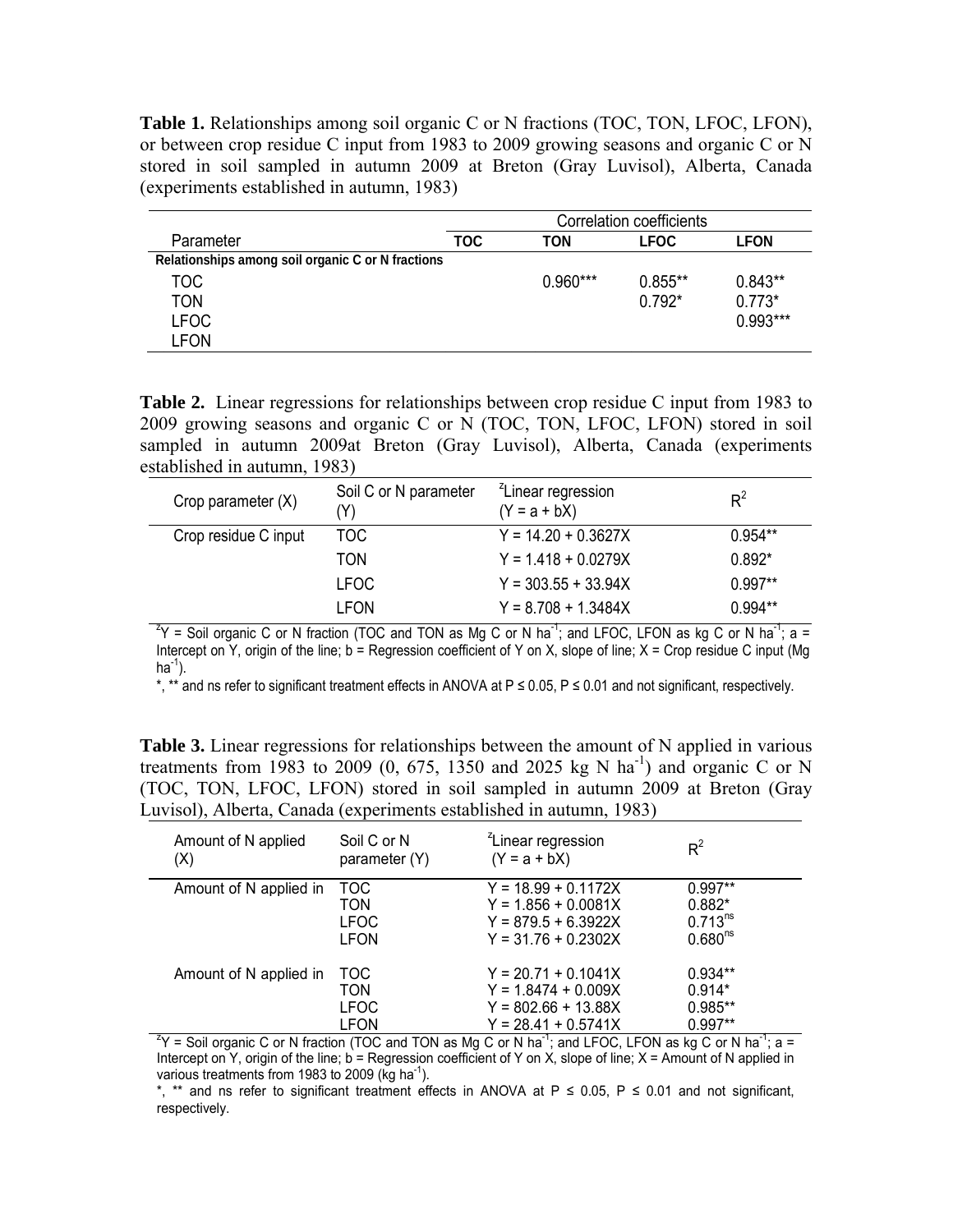**Table 1.** Relationships among soil organic C or N fractions (TOC, TON, LFOC, LFON), or between crop residue C input from 1983 to 2009 growing seasons and organic C or N stored in soil sampled in autumn 2009 at Breton (Gray Luvisol), Alberta, Canada (experiments established in autumn, 1983)

| Parameter | Correlation coefficients | | | |
|---|---|---|---|---|
| | TOC | TON | LFOC | LFON |
| **Relationships among soil organic C or N fractions** | | | | |
| TOC | | 0.960*** | 0.855** | 0.843** |
| TON | | | 0.792* | 0.773* |
| LFOC | | | | 0.993*** |
| LFON | | | | |

**Table 2.** Linear regressions for relationships between crop residue C input from 1983 to 2009 growing seasons and organic C or N (TOC, TON, LFOC, LFON) stored in soil sampled in autumn 2009at Breton (Gray Luvisol), Alberta, Canada (experiments established in autumn, 1983)

| Crop parameter (X) | Soil C or N parameter (Y) | [z]Linear regression (Y = a + bX) | $R^2$ |
|---|---|---|---|
| Crop residue C input | TOC | Y = 14.20 + 0.3627X | 0.954** |
| | TON | Y = 1.418 + 0.0279X | 0.892* |
| | LFOC | Y = 303.55 + 33.94X | 0.997** |
| | LFON | Y = 8.708 + 1.3484X | 0.994** |

[z]Y = Soil organic C or N fraction (TOC and TON as Mg C or N $ha^{-1}$; and LFOC, LFON as kg C or N $ha^{-1}$; a = Intercept on Y, origin of the line; b = Regression coefficient of Y on X, slope of line; X = Crop residue C input (Mg $ha^{-1}$).

*, ** and ns refer to significant treatment effects in ANOVA at P ≤ 0.05, P ≤ 0.01 and not significant, respectively.

**Table 3.** Linear regressions for relationships between the amount of N applied in various treatments from 1983 to 2009 (0, 675, 1350 and 2025 kg N $ha^{-1}$) and organic C or N (TOC, TON, LFOC, LFON) stored in soil sampled in autumn 2009 at Breton (Gray Luvisol), Alberta, Canada (experiments established in autumn, 1983)

| Amount of N applied (X) | Soil C or N parameter (Y) | [z]Linear regression (Y = a + bX) | $R^2$ |
|---|---|---|---|
| Amount of N applied in | TOC | Y = 18.99 + 0.1172X | 0.997** |
| | TON | Y = 1.856 + 0.0081X | 0.882* |
| | LFOC | Y = 879.5 + 6.3922X | $0.713^{ns}$ |
| | LFON | Y = 31.76 + 0.2302X | $0.680^{ns}$ |
| Amount of N applied in | TOC | Y = 20.71 + 0.1041X | 0.934** |
| | TON | Y = 1.8474 + 0.009X | 0.914* |
| | LFOC | Y = 802.66 + 13.88X | 0.985** |
| | LFON | Y = 28.41 + 0.5741X | 0.997** |

[z]Y = Soil organic C or N fraction (TOC and TON as Mg C or N $ha^{-1}$; and LFOC, LFON as kg C or N $ha^{-1}$; a = Intercept on Y, origin of the line; b = Regression coefficient of Y on X, slope of line; X = Amount of N applied in various treatments from 1983 to 2009 (kg $ha^{-1}$).

*, ** and ns refer to significant treatment effects in ANOVA at P ≤ 0.05, P ≤ 0.01 and not significant, respectively.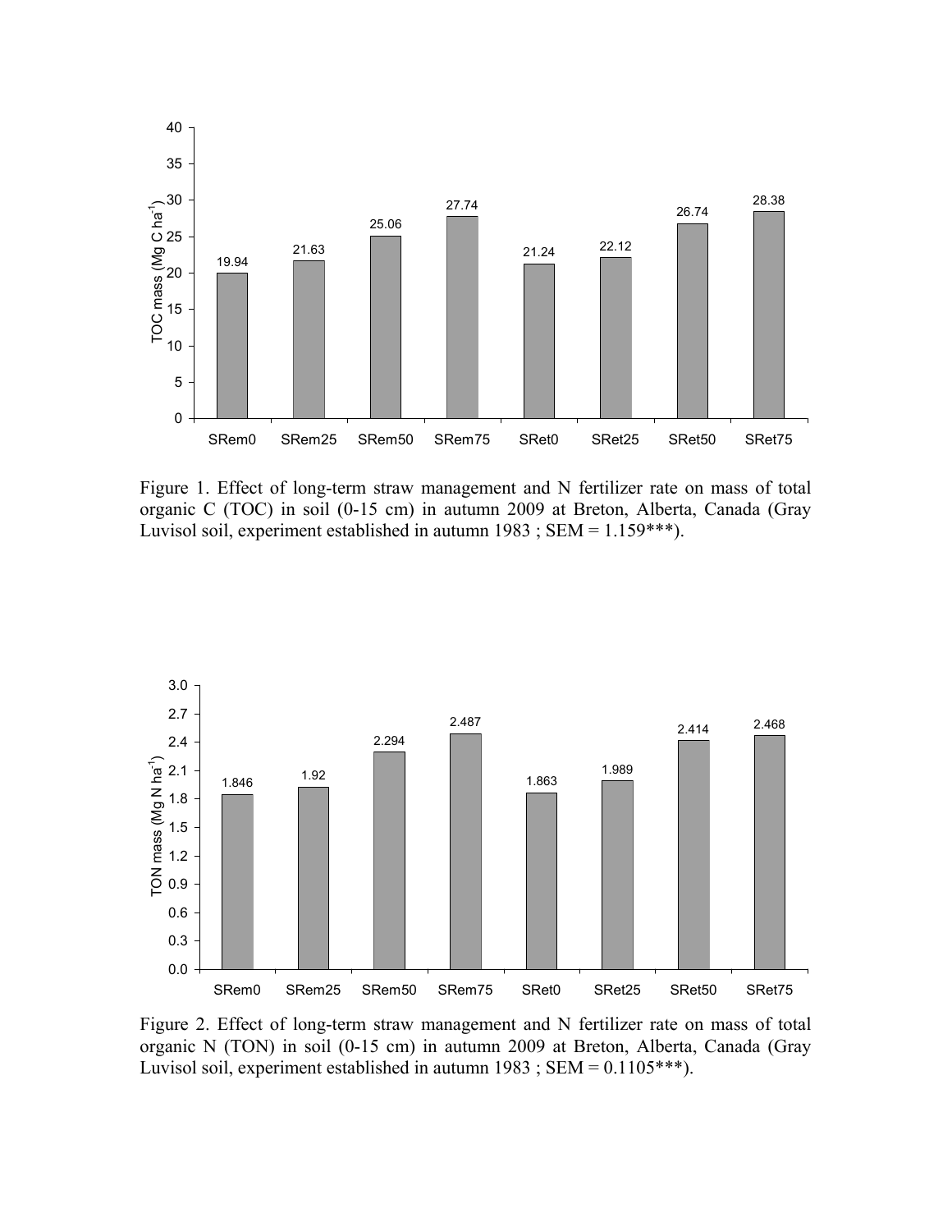Figure 1. Effect of long-term straw management and N fertilizer rate on mass of total organic C (TOC) in soil (0-15 cm) in autumn 2009 at Breton, Alberta, Canada (Gray Luvisol soil, experiment established in autumn 1983 ; SEM = 1.159***).

Figure 2. Effect of long-term straw management and N fertilizer rate on mass of total organic N (TON) in soil (0-15 cm) in autumn 2009 at Breton, Alberta, Canada (Gray Luvisol soil, experiment established in autumn 1983 ; SEM = 0.1105***).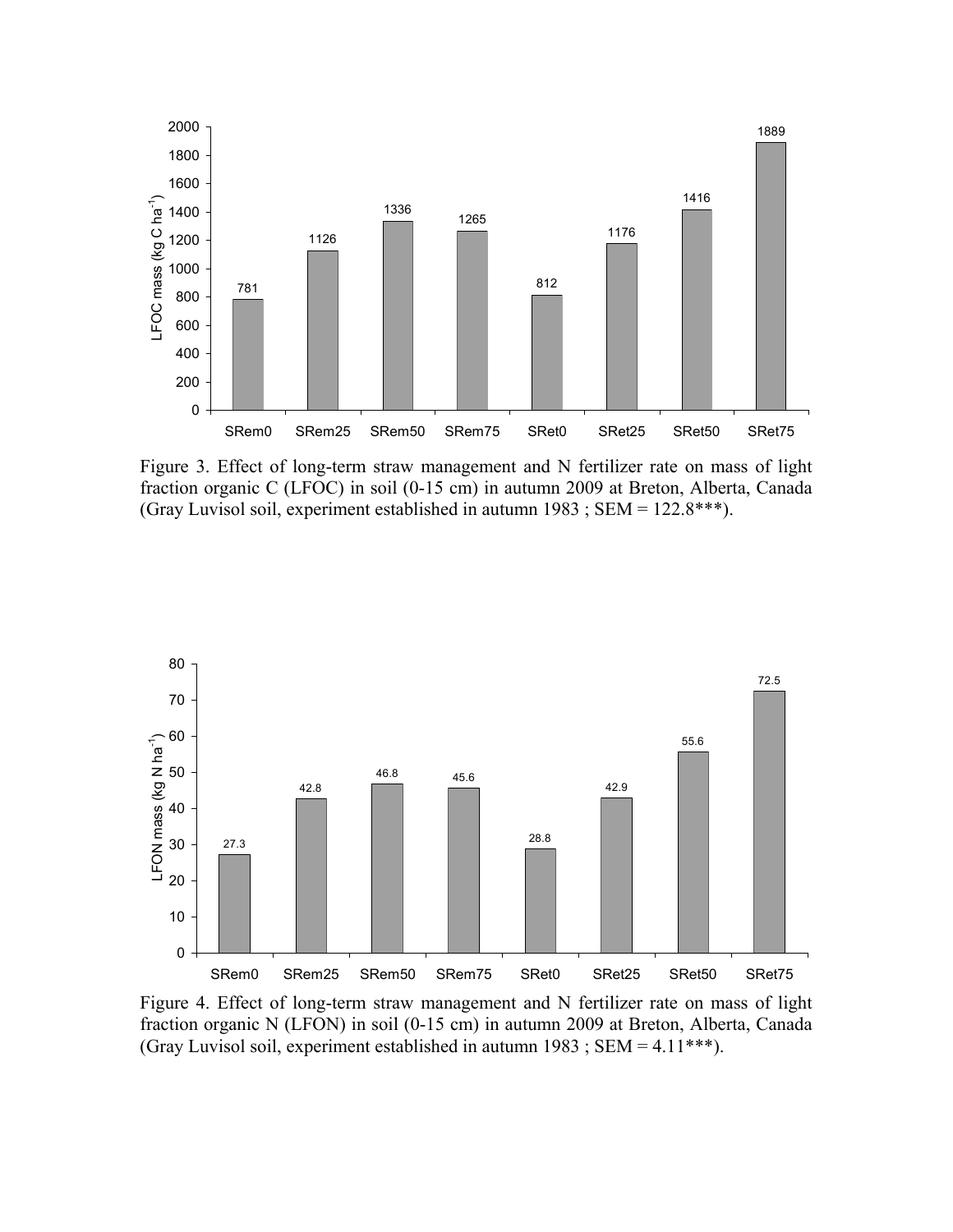Figure 3. Effect of long-term straw management and N fertilizer rate on mass of light fraction organic C (LFOC) in soil (0-15 cm) in autumn 2009 at Breton, Alberta, Canada (Gray Luvisol soil, experiment established in autumn 1983 ; SEM = 122.8***).

Figure 4. Effect of long-term straw management and N fertilizer rate on mass of light fraction organic N (LFON) in soil (0-15 cm) in autumn 2009 at Breton, Alberta, Canada (Gray Luvisol soil, experiment established in autumn 1983 ; SEM = 4.11***).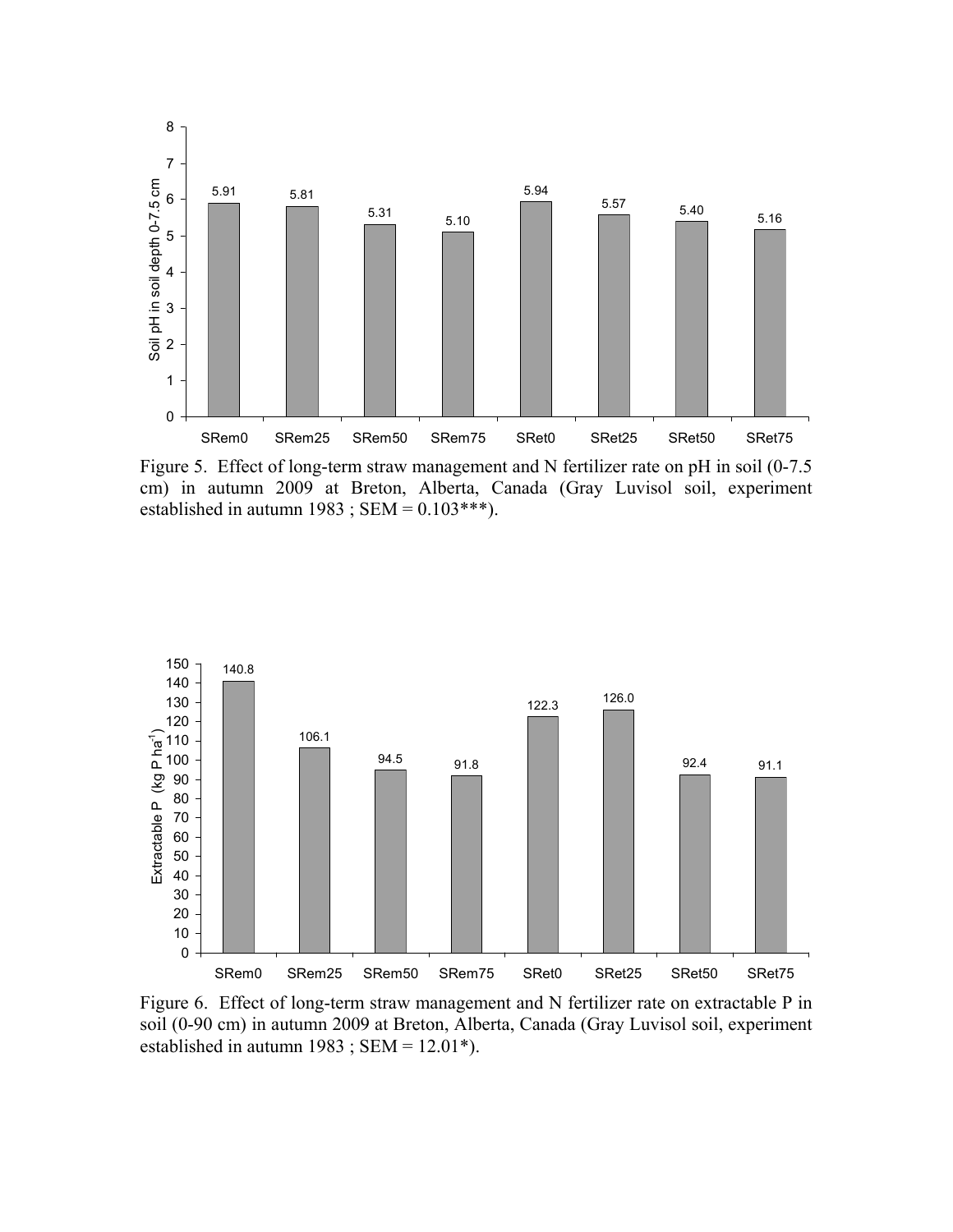Figure 5. Effect of long-term straw management and N fertilizer rate on pH in soil (0-7.5 cm) in autumn 2009 at Breton, Alberta, Canada (Gray Luvisol soil, experiment established in autumn 1983 ; SEM = 0.103***).

Figure 6. Effect of long-term straw management and N fertilizer rate on extractable P in soil (0-90 cm) in autumn 2009 at Breton, Alberta, Canada (Gray Luvisol soil, experiment established in autumn 1983 ; SEM = 12.01*).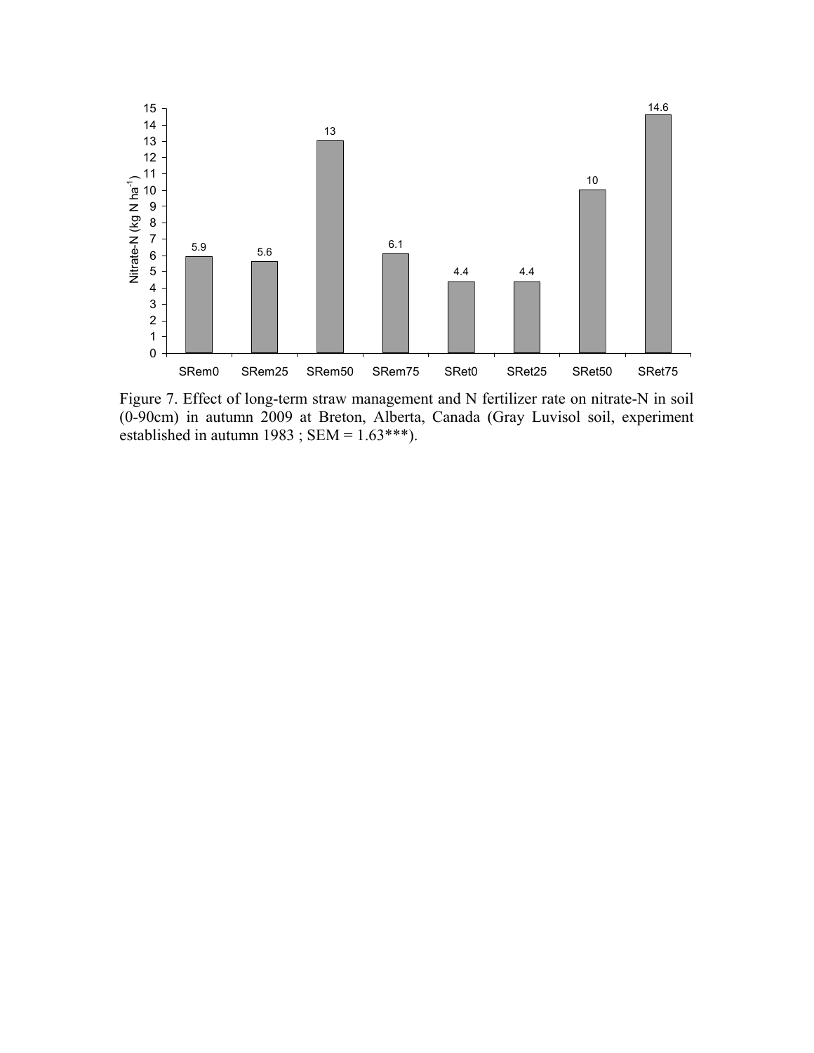15
14
13
12
11
10
9
8
7
6
5
4
3
2
1
0

Nitrate-N (kg N ha$^{-1}$)

5.9
5.6
13
6.1
4.4
4.4
10
14.6

SRem0 SRem25 SRem50 SRem75 SRet0 SRet25 SRet50 SRet75

Figure 7. Effect of long-term straw management and N fertilizer rate on nitrate-N in soil (0-90cm) in autumn 2009 at Breton, Alberta, Canada (Gray Luvisol soil, experiment established in autumn 1983 ; SEM = 1.63***).